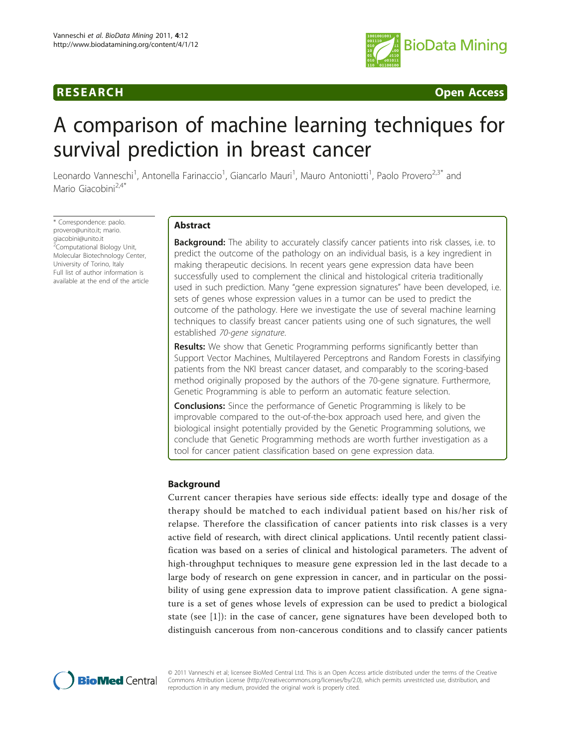RESEARCH Open Access

# A comparison of machine learning techniques for survival prediction in breast cancer

Leonardo Vanneschi[1], Antonella Farinaccio[1], Giancarlo Mauri[1], Mauro Antoniotti[1], Paolo Provero[2,3*] and Mario Giacobini[2,4*]

* Correspondence: paolo.provero@unito.it; mario.giacobini@unito.it
[2]Computational Biology Unit, Molecular Biotechnology Center, University of Torino, Italy
Full list of author information is available at the end of the article

## Abstract

**Background:** The ability to accurately classify cancer patients into risk classes, i.e. to predict the outcome of the pathology on an individual basis, is a key ingredient in making therapeutic decisions. In recent years gene expression data have been successfully used to complement the clinical and histological criteria traditionally used in such prediction. Many "gene expression signatures" have been developed, i.e. sets of genes whose expression values in a tumor can be used to predict the outcome of the pathology. Here we investigate the use of several machine learning techniques to classify breast cancer patients using one of such signatures, the well established *70-gene signature*.

**Results:** We show that Genetic Programming performs significantly better than Support Vector Machines, Multilayered Perceptrons and Random Forests in classifying patients from the NKI breast cancer dataset, and comparably to the scoring-based method originally proposed by the authors of the 70-gene signature. Furthermore, Genetic Programming is able to perform an automatic feature selection.

**Conclusions:** Since the performance of Genetic Programming is likely to be improvable compared to the out-of-the-box approach used here, and given the biological insight potentially provided by the Genetic Programming solutions, we conclude that Genetic Programming methods are worth further investigation as a tool for cancer patient classification based on gene expression data.

## Background

Current cancer therapies have serious side effects: ideally type and dosage of the therapy should be matched to each individual patient based on his/her risk of relapse. Therefore the classification of cancer patients into risk classes is a very active field of research, with direct clinical applications. Until recently patient classification was based on a series of clinical and histological parameters. The advent of high-throughput techniques to measure gene expression led in the last decade to a large body of research on gene expression in cancer, and in particular on the possibility of using gene expression data to improve patient classification. A gene signature is a set of genes whose levels of expression can be used to predict a biological state (see [1]): in the case of cancer, gene signatures have been developed both to distinguish cancerous from non-cancerous conditions and to classify cancer patients

© 2011 Vanneschi et al; licensee BioMed Central Ltd. This is an Open Access article distributed under the terms of the Creative Commons Attribution License (http://creativecommons.org/licenses/by/2.0), which permits unrestricted use, distribution, and reproduction in any medium, provided the original work is properly cited.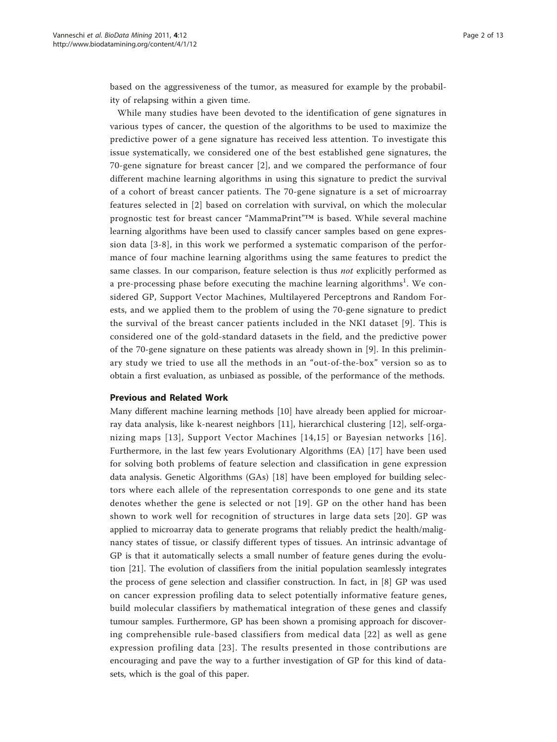based on the aggressiveness of the tumor, as measured for example by the probability of relapsing within a given time.

While many studies have been devoted to the identification of gene signatures in various types of cancer, the question of the algorithms to be used to maximize the predictive power of a gene signature has received less attention. To investigate this issue systematically, we considered one of the best established gene signatures, the 70-gene signature for breast cancer [2], and we compared the performance of four different machine learning algorithms in using this signature to predict the survival of a cohort of breast cancer patients. The 70-gene signature is a set of microarray features selected in [2] based on correlation with survival, on which the molecular prognostic test for breast cancer "MammaPrint"™ is based. While several machine learning algorithms have been used to classify cancer samples based on gene expression data [3-8], in this work we performed a systematic comparison of the performance of four machine learning algorithms using the same features to predict the same classes. In our comparison, feature selection is thus *not* explicitly performed as a pre-processing phase before executing the machine learning algorithms[1]. We considered GP, Support Vector Machines, Multilayered Perceptrons and Random Forests, and we applied them to the problem of using the 70-gene signature to predict the survival of the breast cancer patients included in the NKI dataset [9]. This is considered one of the gold-standard datasets in the field, and the predictive power of the 70-gene signature on these patients was already shown in [9]. In this preliminary study we tried to use all the methods in an "out-of-the-box" version so as to obtain a first evaluation, as unbiased as possible, of the performance of the methods.

### Previous and Related Work

Many different machine learning methods [10] have already been applied for microarray data analysis, like k-nearest neighbors [11], hierarchical clustering [12], self-organizing maps [13], Support Vector Machines [14,15] or Bayesian networks [16]. Furthermore, in the last few years Evolutionary Algorithms (EA) [17] have been used for solving both problems of feature selection and classification in gene expression data analysis. Genetic Algorithms (GAs) [18] have been employed for building selectors where each allele of the representation corresponds to one gene and its state denotes whether the gene is selected or not [19]. GP on the other hand has been shown to work well for recognition of structures in large data sets [20]. GP was applied to microarray data to generate programs that reliably predict the health/malignancy states of tissue, or classify different types of tissues. An intrinsic advantage of GP is that it automatically selects a small number of feature genes during the evolution [21]. The evolution of classifiers from the initial population seamlessly integrates the process of gene selection and classifier construction. In fact, in [8] GP was used on cancer expression profiling data to select potentially informative feature genes, build molecular classifiers by mathematical integration of these genes and classify tumour samples. Furthermore, GP has been shown a promising approach for discovering comprehensible rule-based classifiers from medical data [22] as well as gene expression profiling data [23]. The results presented in those contributions are encouraging and pave the way to a further investigation of GP for this kind of datasets, which is the goal of this paper.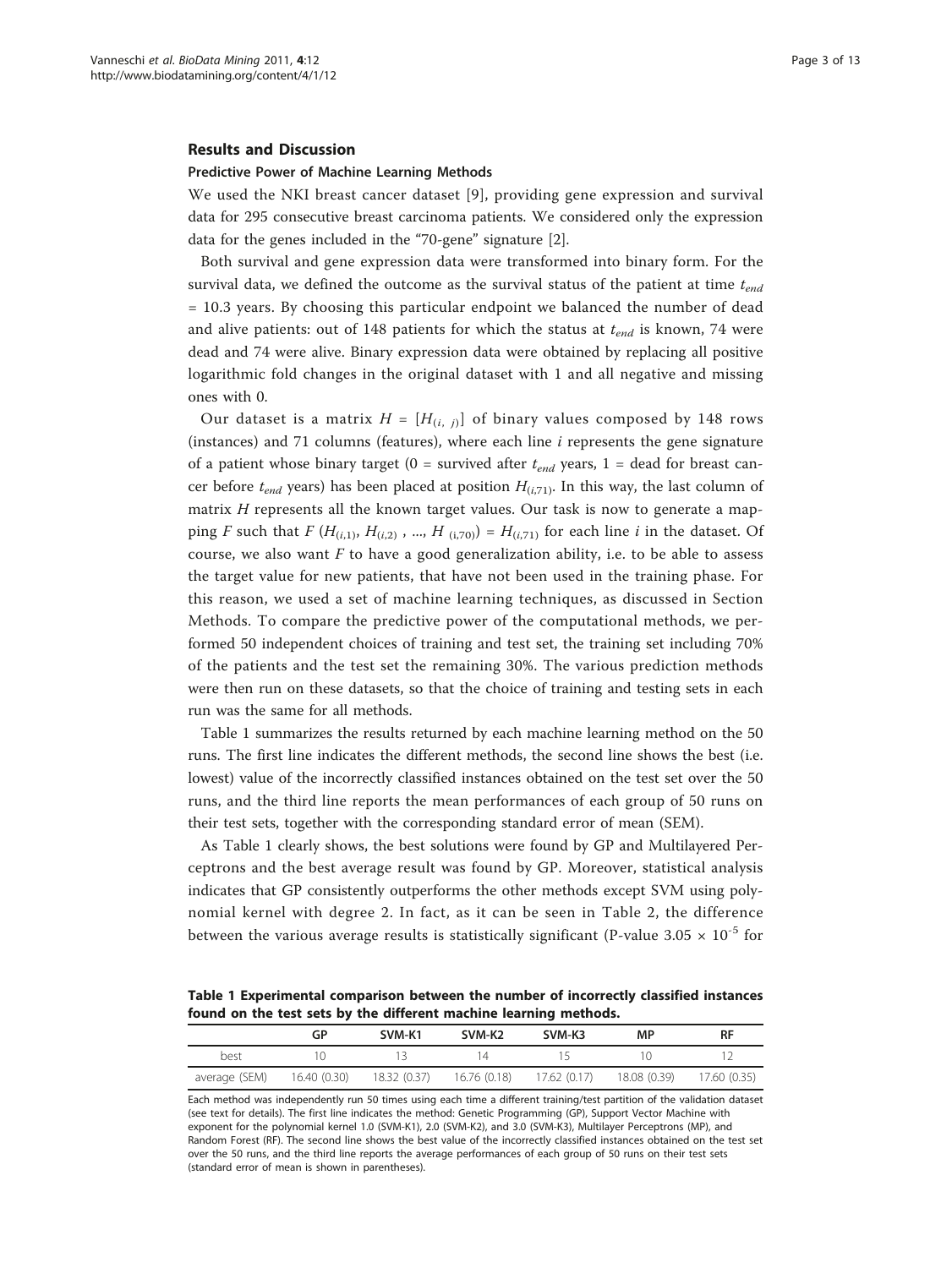## Results and Discussion

### Predictive Power of Machine Learning Methods

We used the NKI breast cancer dataset [9], providing gene expression and survival data for 295 consecutive breast carcinoma patients. We considered only the expression data for the genes included in the "70-gene" signature [2].

Both survival and gene expression data were transformed into binary form. For the survival data, we defined the outcome as the survival status of the patient at time $t_{end}$ = 10.3 years. By choosing this particular endpoint we balanced the number of dead and alive patients: out of 148 patients for which the status at $t_{end}$ is known, 74 were dead and 74 were alive. Binary expression data were obtained by replacing all positive logarithmic fold changes in the original dataset with 1 and all negative and missing ones with 0.

Our dataset is a matrix $H = [H_{(i,\ j)}]$ of binary values composed by 148 rows (instances) and 71 columns (features), where each line $i$ represents the gene signature of a patient whose binary target (0 = survived after $t_{end}$ years, 1 = dead for breast cancer before $t_{end}$ years) has been placed at position $H_{(i,71)}$. In this way, the last column of matrix $H$ represents all the known target values. Our task is now to generate a mapping $F$ such that $F\ (H_{(i,1)},\ H_{(i,2)}\ ,\ ...,\ H_{\ (i,70)}) = H_{(i,71)}$ for each line $i$ in the dataset. Of course, we also want $F$ to have a good generalization ability, i.e. to be able to assess the target value for new patients, that have not been used in the training phase. For this reason, we used a set of machine learning techniques, as discussed in Section Methods. To compare the predictive power of the computational methods, we performed 50 independent choices of training and test set, the training set including 70% of the patients and the test set the remaining 30%. The various prediction methods were then run on these datasets, so that the choice of training and testing sets in each run was the same for all methods.

Table 1 summarizes the results returned by each machine learning method on the 50 runs. The first line indicates the different methods, the second line shows the best (i.e. lowest) value of the incorrectly classified instances obtained on the test set over the 50 runs, and the third line reports the mean performances of each group of 50 runs on their test sets, together with the corresponding standard error of mean (SEM).

As Table 1 clearly shows, the best solutions were found by GP and Multilayered Perceptrons and the best average result was found by GP. Moreover, statistical analysis indicates that GP consistently outperforms the other methods except SVM using polynomial kernel with degree 2. In fact, as it can be seen in Table 2, the difference between the various average results is statistically significant (P-value $3.05 \times 10^{-5}$ for

**Table 1 Experimental comparison between the number of incorrectly classified instances found on the test sets by the different machine learning methods.**

| | GP | SVM-K1 | SVM-K2 | SVM-K3 | MP | RF |
|---|---|---|---|---|---|---|
| best | 10 | 13 | 14 | 15 | 10 | 12 |
| average (SEM) | 16.40 (0.30) | 18.32 (0.37) | 16.76 (0.18) | 17.62 (0.17) | 18.08 (0.39) | 17.60 (0.35) |

Each method was independently run 50 times using each time a different training/test partition of the validation dataset (see text for details). The first line indicates the method: Genetic Programming (GP), Support Vector Machine with exponent for the polynomial kernel 1.0 (SVM-K1), 2.0 (SVM-K2), and 3.0 (SVM-K3), Multilayer Perceptrons (MP), and Random Forest (RF). The second line shows the best value of the incorrectly classified instances obtained on the test set over the 50 runs, and the third line reports the average performances of each group of 50 runs on their test sets (standard error of mean is shown in parentheses).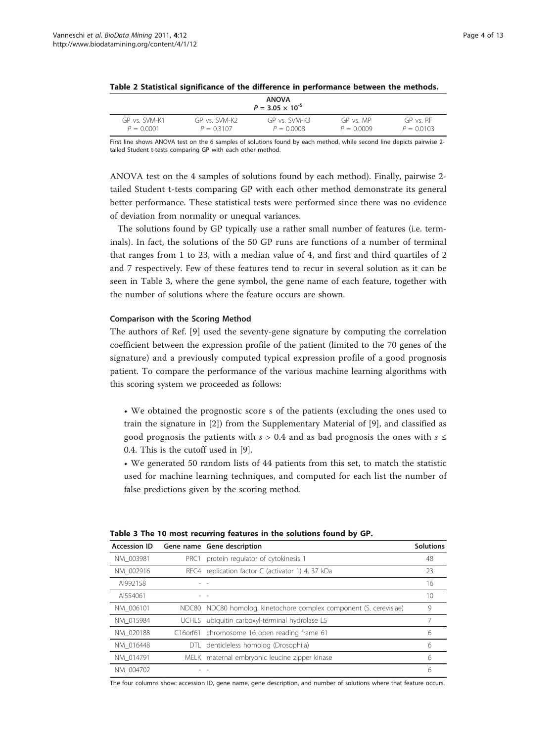**Table 2 Statistical significance of the difference in performance between the methods.**

| ANOVA $P = 3.05 \times 10^{-5}$ | | | | |
|---|---|---|---|---|
| GP vs. SVM-K1 $P = 0.0001$ | GP vs. SVM-K2 $P = 0.3107$ | GP vs. SVM-K3 $P = 0.0008$ | GP vs. MP $P = 0.0009$ | GP vs. RF $P = 0.0103$ |

First line shows ANOVA test on the 6 samples of solutions found by each method, while second line depicts pairwise 2-tailed Student t-tests comparing GP with each other method.

ANOVA test on the 4 samples of solutions found by each method). Finally, pairwise 2-tailed Student t-tests comparing GP with each other method demonstrate its general better performance. These statistical tests were performed since there was no evidence of deviation from normality or unequal variances.

The solutions found by GP typically use a rather small number of features (i.e. terminals). In fact, the solutions of the 50 GP runs are functions of a number of terminal that ranges from 1 to 23, with a median value of 4, and first and third quartiles of 2 and 7 respectively. Few of these features tend to recur in several solution as it can be seen in Table 3, where the gene symbol, the gene name of each feature, together with the number of solutions where the feature occurs are shown.

#### Comparison with the Scoring Method

The authors of Ref. [9] used the seventy-gene signature by computing the correlation coefficient between the expression profile of the patient (limited to the 70 genes of the signature) and a previously computed typical expression profile of a good prognosis patient. To compare the performance of the various machine learning algorithms with this scoring system we proceeded as follows:

- We obtained the prognostic score s of the patients (excluding the ones used to train the signature in [2]) from the Supplementary Material of [9], and classified as good prognosis the patients with $s > 0.4$ and as bad prognosis the ones with $s \leq 0.4$. This is the cutoff used in [9].
- We generated 50 random lists of 44 patients from this set, to match the statistic used for machine learning techniques, and computed for each list the number of false predictions given by the scoring method.

**Table 3 The 10 most recurring features in the solutions found by GP.**

| Accession ID | Gene name | Gene description | Solutions |
|---|---|---|---|
| NM_003981 | PRC1 | protein regulator of cytokinesis 1 | 48 |
| NM_002916 | RFC4 | replication factor C (activator 1) 4, 37 kDa | 23 |
| AI992158 | - | - | 16 |
| AI554061 | - | - | 10 |
| NM_006101 | NDC80 | NDC80 homolog, kinetochore complex component (S. cerevisiae) | 9 |
| NM_015984 | UCHL5 | ubiquitin carboxyl-terminal hydrolase L5 | 7 |
| NM_020188 | C16orf61 | chromosome 16 open reading frame 61 | 6 |
| NM_016448 | DTL | denticleless homolog (Drosophila) | 6 |
| NM_014791 | MELK | maternal embryonic leucine zipper kinase | 6 |
| NM_004702 | - | - | 6 |

The four columns show: accession ID, gene name, gene description, and number of solutions where that feature occurs.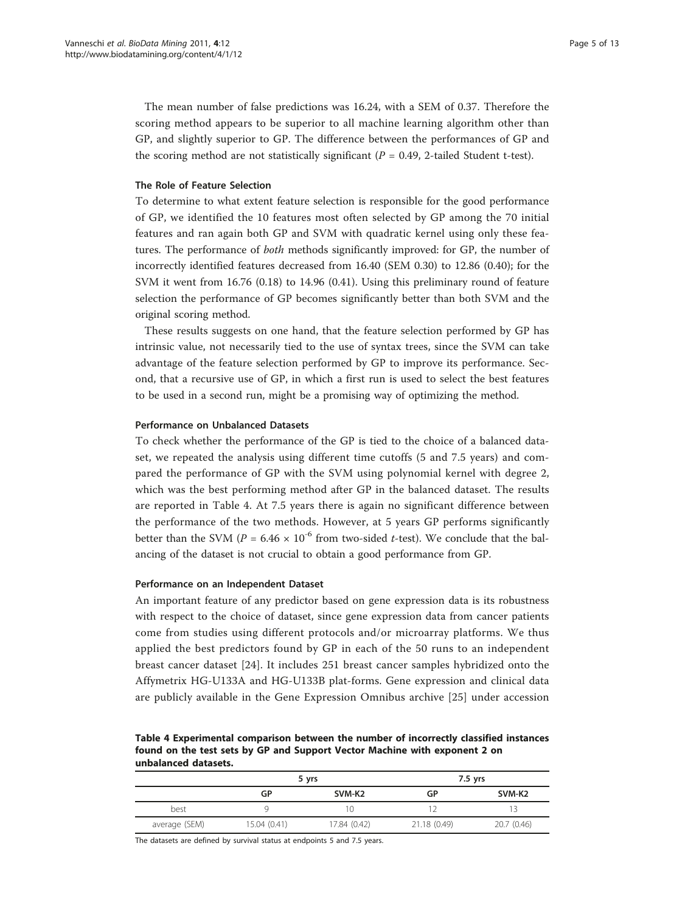The mean number of false predictions was 16.24, with a SEM of 0.37. Therefore the scoring method appears to be superior to all machine learning algorithm other than GP, and slightly superior to GP. The difference between the performances of GP and the scoring method are not statistically significant ($P = 0.49$, 2-tailed Student t-test).

### The Role of Feature Selection

To determine to what extent feature selection is responsible for the good performance of GP, we identified the 10 features most often selected by GP among the 70 initial features and ran again both GP and SVM with quadratic kernel using only these features. The performance of *both* methods significantly improved: for GP, the number of incorrectly identified features decreased from 16.40 (SEM 0.30) to 12.86 (0.40); for the SVM it went from 16.76 (0.18) to 14.96 (0.41). Using this preliminary round of feature selection the performance of GP becomes significantly better than both SVM and the original scoring method.

These results suggests on one hand, that the feature selection performed by GP has intrinsic value, not necessarily tied to the use of syntax trees, since the SVM can take advantage of the feature selection performed by GP to improve its performance. Second, that a recursive use of GP, in which a first run is used to select the best features to be used in a second run, might be a promising way of optimizing the method.

### Performance on Unbalanced Datasets

To check whether the performance of the GP is tied to the choice of a balanced dataset, we repeated the analysis using different time cutoffs (5 and 7.5 years) and compared the performance of GP with the SVM using polynomial kernel with degree 2, which was the best performing method after GP in the balanced dataset. The results are reported in Table 4. At 7.5 years there is again no significant difference between the performance of the two methods. However, at 5 years GP performs significantly better than the SVM ($P = 6.46 \times 10^{-6}$ from two-sided *t*-test). We conclude that the balancing of the dataset is not crucial to obtain a good performance from GP.

### Performance on an Independent Dataset

An important feature of any predictor based on gene expression data is its robustness with respect to the choice of dataset, since gene expression data from cancer patients come from studies using different protocols and/or microarray platforms. We thus applied the best predictors found by GP in each of the 50 runs to an independent breast cancer dataset [24]. It includes 251 breast cancer samples hybridized onto the Affymetrix HG-U133A and HG-U133B plat-forms. Gene expression and clinical data are publicly available in the Gene Expression Omnibus archive [25] under accession

**Table 4 Experimental comparison between the number of incorrectly classified instances found on the test sets by GP and Support Vector Machine with exponent 2 on unbalanced datasets.**

| | 5 yrs | | 7.5 yrs | |
|---|---|---|---|---|
| | GP | SVM-K2 | GP | SVM-K2 |
| best | 9 | 10 | 12 | 13 |
| average (SEM) | 15.04 (0.41) | 17.84 (0.42) | 21.18 (0.49) | 20.7 (0.46) |

The datasets are defined by survival status at endpoints 5 and 7.5 years.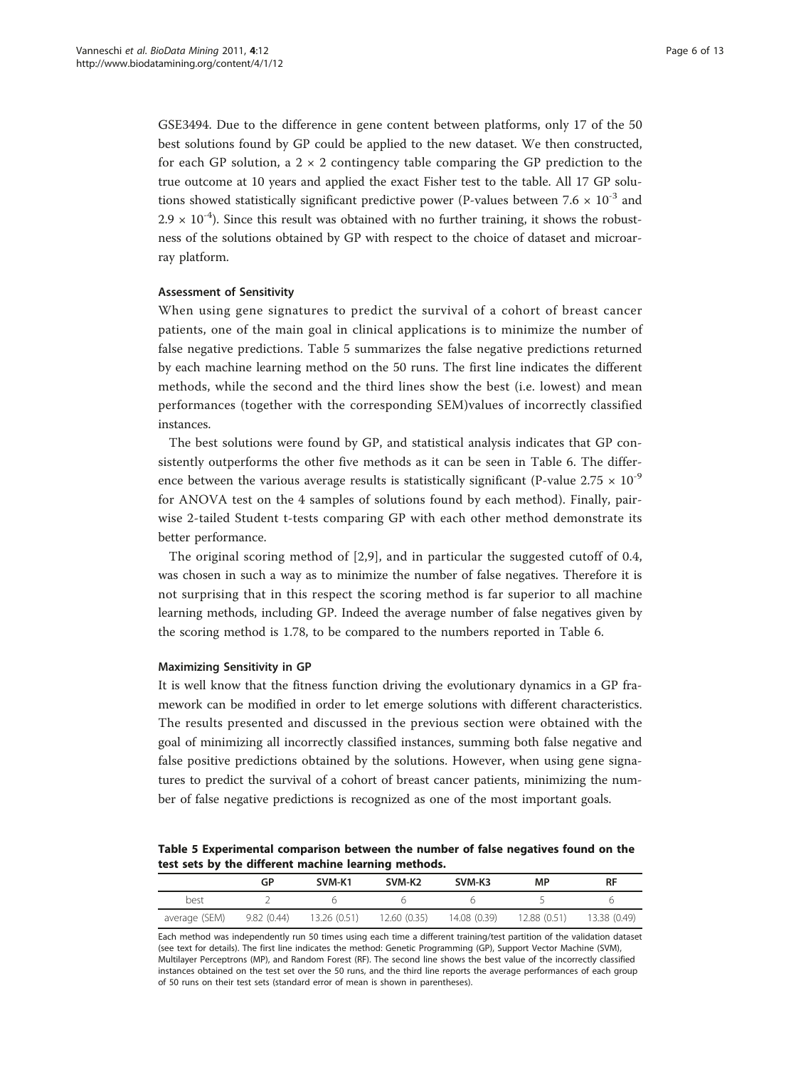GSE3494. Due to the difference in gene content between platforms, only 17 of the 50 best solutions found by GP could be applied to the new dataset. We then constructed, for each GP solution, a $2 \times 2$ contingency table comparing the GP prediction to the true outcome at 10 years and applied the exact Fisher test to the table. All 17 GP solutions showed statistically significant predictive power (P-values between $7.6 \times 10^{-3}$ and $2.9 \times 10^{-4}$). Since this result was obtained with no further training, it shows the robustness of the solutions obtained by GP with respect to the choice of dataset and microarray platform.

#### Assessment of Sensitivity

When using gene signatures to predict the survival of a cohort of breast cancer patients, one of the main goal in clinical applications is to minimize the number of false negative predictions. Table 5 summarizes the false negative predictions returned by each machine learning method on the 50 runs. The first line indicates the different methods, while the second and the third lines show the best (i.e. lowest) and mean performances (together with the corresponding SEM)values of incorrectly classified instances.

The best solutions were found by GP, and statistical analysis indicates that GP consistently outperforms the other five methods as it can be seen in Table 6. The difference between the various average results is statistically significant (P-value $2.75 \times 10^{-9}$ for ANOVA test on the 4 samples of solutions found by each method). Finally, pairwise 2-tailed Student t-tests comparing GP with each other method demonstrate its better performance.

The original scoring method of [2,9], and in particular the suggested cutoff of 0.4, was chosen in such a way as to minimize the number of false negatives. Therefore it is not surprising that in this respect the scoring method is far superior to all machine learning methods, including GP. Indeed the average number of false negatives given by the scoring method is 1.78, to be compared to the numbers reported in Table 6.

#### Maximizing Sensitivity in GP

It is well know that the fitness function driving the evolutionary dynamics in a GP framework can be modified in order to let emerge solutions with different characteristics. The results presented and discussed in the previous section were obtained with the goal of minimizing all incorrectly classified instances, summing both false negative and false positive predictions obtained by the solutions. However, when using gene signatures to predict the survival of a cohort of breast cancer patients, minimizing the number of false negative predictions is recognized as one of the most important goals.

**Table 5 Experimental comparison between the number of false negatives found on the test sets by the different machine learning methods.**

| | GP | SVM-K1 | SVM-K2 | SVM-K3 | MP | RF |
|---|---|---|---|---|---|---|
| best | 2 | 6 | 6 | 6 | 5 | 6 |
| average (SEM) | 9.82 (0.44) | 13.26 (0.51) | 12.60 (0.35) | 14.08 (0.39) | 12.88 (0.51) | 13.38 (0.49) |

Each method was independently run 50 times using each time a different training/test partition of the validation dataset (see text for details). The first line indicates the method: Genetic Programming (GP), Support Vector Machine (SVM), Multilayer Perceptrons (MP), and Random Forest (RF). The second line shows the best value of the incorrectly classified instances obtained on the test set over the 50 runs, and the third line reports the average performances of each group of 50 runs on their test sets (standard error of mean is shown in parentheses).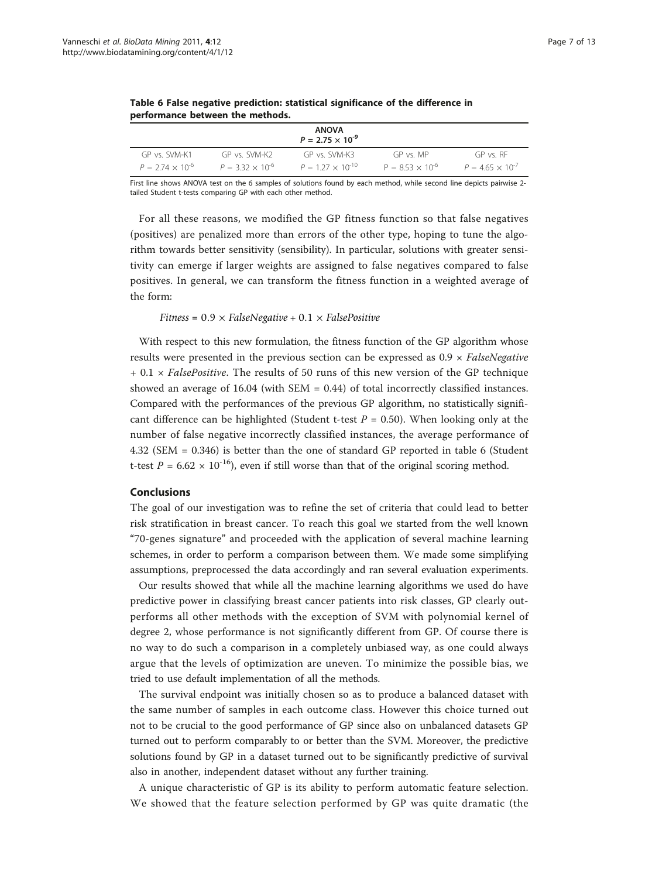**Table 6 False negative prediction: statistical significance of the difference in performance between the methods.**

| ANOVA $P = 2.75 \times 10^{-9}$ | | | | |
|---|---|---|---|---|
| GP vs. SVM-K1 | GP vs. SVM-K2 | GP vs. SVM-K3 | GP vs. MP | GP vs. RF |
| $P = 2.74 \times 10^{-6}$ | $P = 3.32 \times 10^{-6}$ | $P = 1.27 \times 10^{-10}$ | $P = 8.53 \times 10^{-6}$ | $P = 4.65 \times 10^{-7}$ |

First line shows ANOVA test on the 6 samples of solutions found by each method, while second line depicts pairwise 2-tailed Student t-tests comparing GP with each other method.

For all these reasons, we modified the GP fitness function so that false negatives (positives) are penalized more than errors of the other type, hoping to tune the algorithm towards better sensitivity (sensibility). In particular, solutions with greater sensitivity can emerge if larger weights are assigned to false negatives compared to false positives. In general, we can transform the fitness function in a weighted average of the form:

$$Fitness = 0.9 \times FalseNegative + 0.1 \times FalsePositive$$

With respect to this new formulation, the fitness function of the GP algorithm whose results were presented in the previous section can be expressed as $0.9 \times FalseNegative + 0.1 \times FalsePositive$. The results of 50 runs of this new version of the GP technique showed an average of 16.04 (with SEM = 0.44) of total incorrectly classified instances. Compared with the performances of the previous GP algorithm, no statistically significant difference can be highlighted (Student t-test $P = 0.50$). When looking only at the number of false negative incorrectly classified instances, the average performance of 4.32 (SEM = 0.346) is better than the one of standard GP reported in table 6 (Student t-test $P = 6.62 \times 10^{-16}$), even if still worse than that of the original scoring method.

## Conclusions

The goal of our investigation was to refine the set of criteria that could lead to better risk stratification in breast cancer. To reach this goal we started from the well known "70-genes signature" and proceeded with the application of several machine learning schemes, in order to perform a comparison between them. We made some simplifying assumptions, preprocessed the data accordingly and ran several evaluation experiments.

Our results showed that while all the machine learning algorithms we used do have predictive power in classifying breast cancer patients into risk classes, GP clearly outperforms all other methods with the exception of SVM with polynomial kernel of degree 2, whose performance is not significantly different from GP. Of course there is no way to do such a comparison in a completely unbiased way, as one could always argue that the levels of optimization are uneven. To minimize the possible bias, we tried to use default implementation of all the methods.

The survival endpoint was initially chosen so as to produce a balanced dataset with the same number of samples in each outcome class. However this choice turned out not to be crucial to the good performance of GP since also on unbalanced datasets GP turned out to perform comparably to or better than the SVM. Moreover, the predictive solutions found by GP in a dataset turned out to be significantly predictive of survival also in another, independent dataset without any further training.

A unique characteristic of GP is its ability to perform automatic feature selection. We showed that the feature selection performed by GP was quite dramatic (the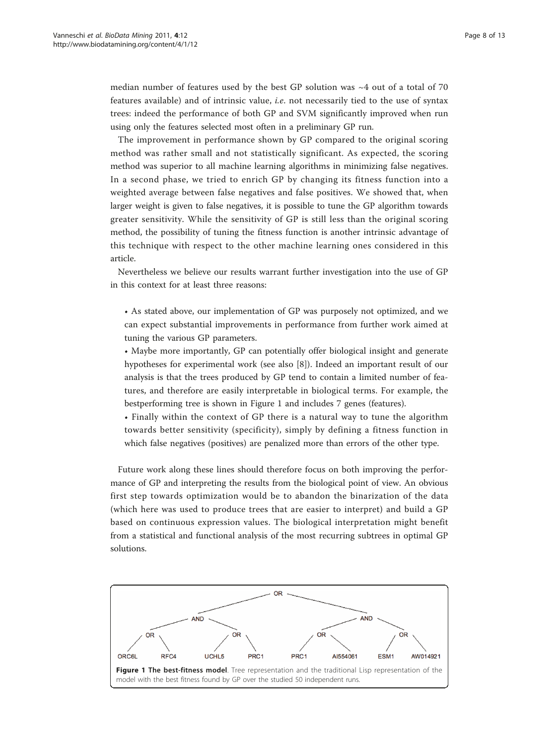median number of features used by the best GP solution was ~4 out of a total of 70 features available) and of intrinsic value, *i.e.* not necessarily tied to the use of syntax trees: indeed the performance of both GP and SVM significantly improved when run using only the features selected most often in a preliminary GP run.

The improvement in performance shown by GP compared to the original scoring method was rather small and not statistically significant. As expected, the scoring method was superior to all machine learning algorithms in minimizing false negatives. In a second phase, we tried to enrich GP by changing its fitness function into a weighted average between false negatives and false positives. We showed that, when larger weight is given to false negatives, it is possible to tune the GP algorithm towards greater sensitivity. While the sensitivity of GP is still less than the original scoring method, the possibility of tuning the fitness function is another intrinsic advantage of this technique with respect to the other machine learning ones considered in this article.

Nevertheless we believe our results warrant further investigation into the use of GP in this context for at least three reasons:

- As stated above, our implementation of GP was purposely not optimized, and we can expect substantial improvements in performance from further work aimed at tuning the various GP parameters.
- Maybe more importantly, GP can potentially offer biological insight and generate hypotheses for experimental work (see also [8]). Indeed an important result of our analysis is that the trees produced by GP tend to contain a limited number of features, and therefore are easily interpretable in biological terms. For example, the bestperforming tree is shown in Figure 1 and includes 7 genes (features).
- Finally within the context of GP there is a natural way to tune the algorithm towards better sensitivity (specificity), simply by defining a fitness function in which false negatives (positives) are penalized more than errors of the other type.

Future work along these lines should therefore focus on both improving the performance of GP and interpreting the results from the biological point of view. An obvious first step towards optimization would be to abandon the binarization of the data (which here was used to produce trees that are easier to interpret) and build a GP based on continuous expression values. The biological interpretation might benefit from a statistical and functional analysis of the most recurring subtrees in optimal GP solutions.

OR
AND
AND
OR
OR
OR
OR
ORC6L
RFC4
UCHL5
PRC1
PRC1
AI554061
ESM1
AW014921

**Figure 1 The best-fitness model**. Tree representation and the traditional Lisp representation of the model with the best fitness found by GP over the studied 50 independent runs.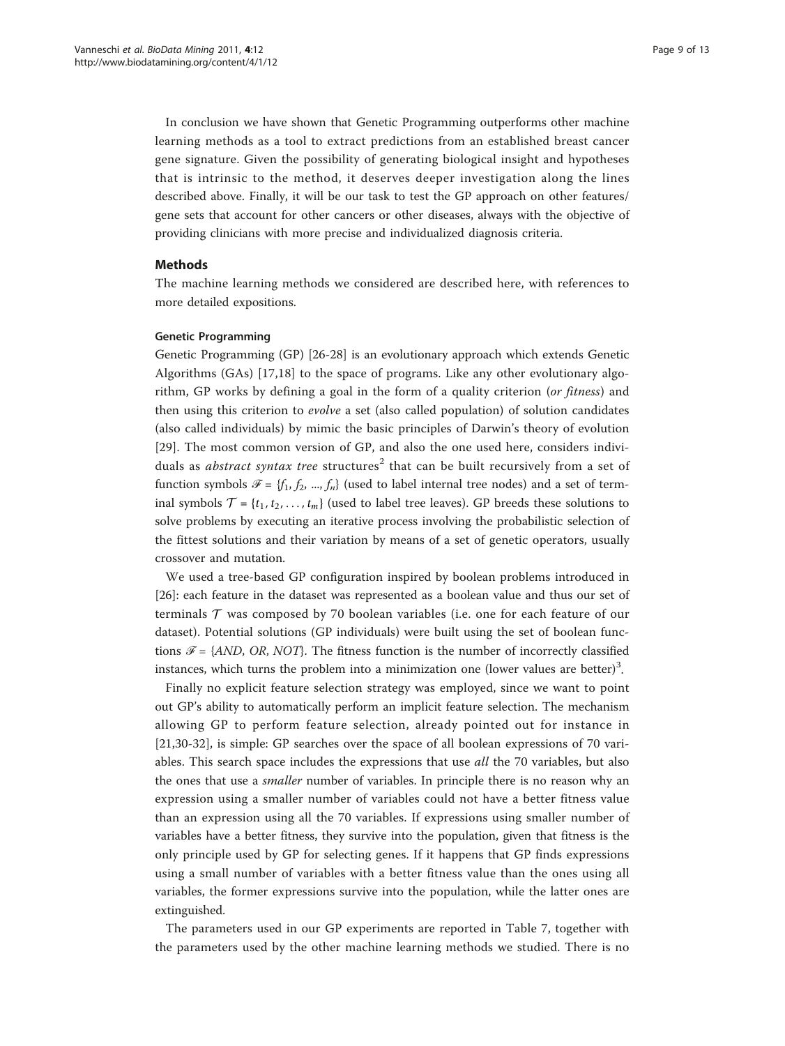In conclusion we have shown that Genetic Programming outperforms other machine learning methods as a tool to extract predictions from an established breast cancer gene signature. Given the possibility of generating biological insight and hypotheses that is intrinsic to the method, it deserves deeper investigation along the lines described above. Finally, it will be our task to test the GP approach on other features/gene sets that account for other cancers or other diseases, always with the objective of providing clinicians with more precise and individualized diagnosis criteria.

## Methods

The machine learning methods we considered are described here, with references to more detailed expositions.

### Genetic Programming

Genetic Programming (GP) [26-28] is an evolutionary approach which extends Genetic Algorithms (GAs) [17,18] to the space of programs. Like any other evolutionary algorithm, GP works by defining a goal in the form of a quality criterion (*or fitness*) and then using this criterion to *evolve* a set (also called population) of solution candidates (also called individuals) by mimic the basic principles of Darwin's theory of evolution [29]. The most common version of GP, and also the one used here, considers individuals as *abstract syntax tree* structures[2] that can be built recursively from a set of function symbols $\mathscr{F} = \{f_1, f_2, ..., f_n\}$ (used to label internal tree nodes) and a set of terminal symbols $\mathcal{T} = \{t_1, t_2, \ldots, t_m\}$ (used to label tree leaves). GP breeds these solutions to solve problems by executing an iterative process involving the probabilistic selection of the fittest solutions and their variation by means of a set of genetic operators, usually crossover and mutation.

We used a tree-based GP configuration inspired by boolean problems introduced in [26]: each feature in the dataset was represented as a boolean value and thus our set of terminals $\mathcal{T}$ was composed by 70 boolean variables (i.e. one for each feature of our dataset). Potential solutions (GP individuals) were built using the set of boolean functions $\mathscr{F} = \{AND, OR, NOT\}$. The fitness function is the number of incorrectly classified instances, which turns the problem into a minimization one (lower values are better)[3].

Finally no explicit feature selection strategy was employed, since we want to point out GP's ability to automatically perform an implicit feature selection. The mechanism allowing GP to perform feature selection, already pointed out for instance in [21,30-32], is simple: GP searches over the space of all boolean expressions of 70 variables. This search space includes the expressions that use *all* the 70 variables, but also the ones that use a *smaller* number of variables. In principle there is no reason why an expression using a smaller number of variables could not have a better fitness value than an expression using all the 70 variables. If expressions using smaller number of variables have a better fitness, they survive into the population, given that fitness is the only principle used by GP for selecting genes. If it happens that GP finds expressions using a small number of variables with a better fitness value than the ones using all variables, the former expressions survive into the population, while the latter ones are extinguished.

The parameters used in our GP experiments are reported in Table 7, together with the parameters used by the other machine learning methods we studied. There is no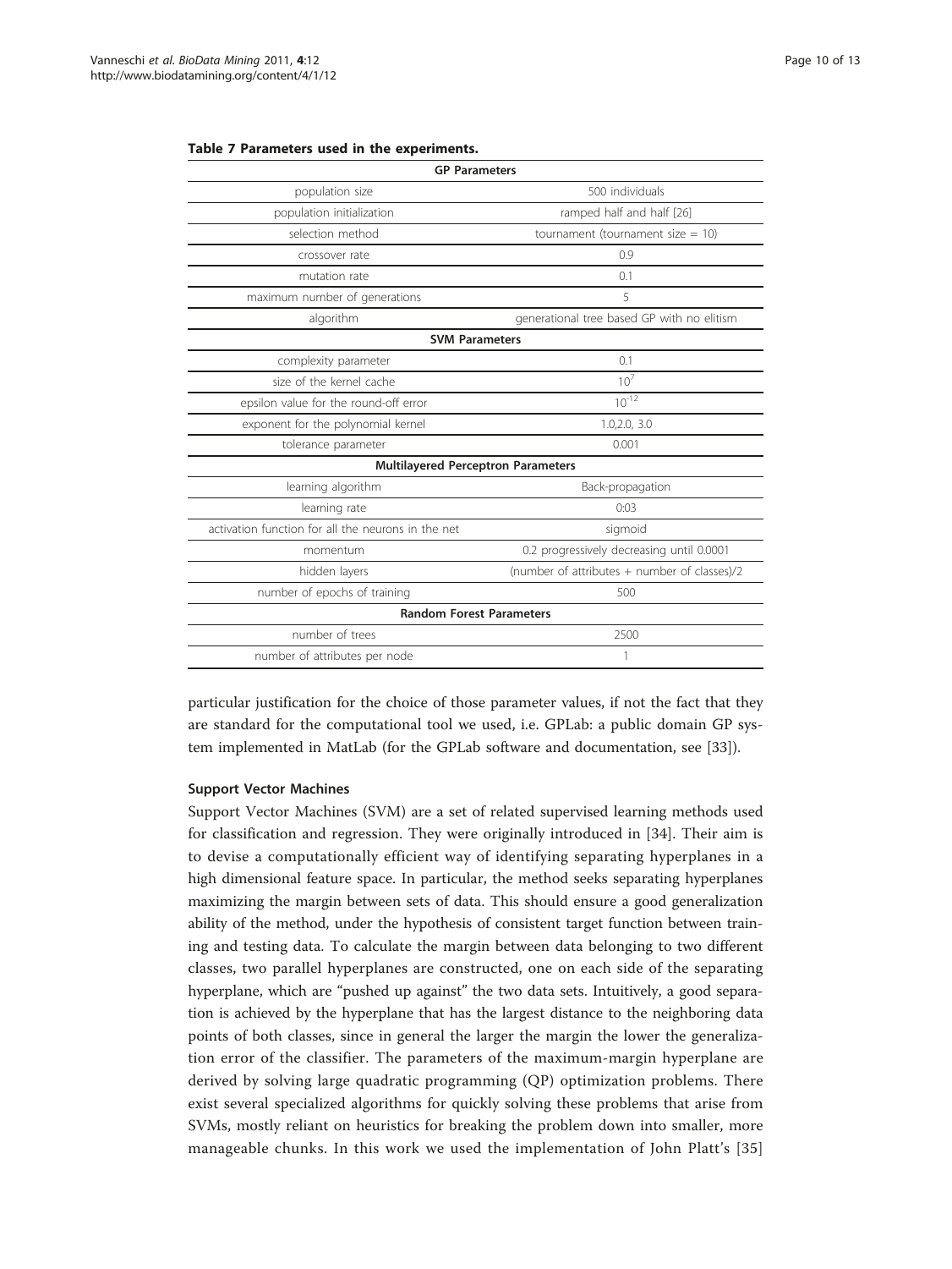**Table 7 Parameters used in the experiments.**

| **GP Parameters** | |
|---|---|
| population size | 500 individuals |
| population initialization | ramped half and half [26] |
| selection method | tournament (tournament size = 10) |
| crossover rate | 0.9 |
| mutation rate | 0.1 |
| maximum number of generations | 5 |
| algorithm | generational tree based GP with no elitism |
| **SVM Parameters** | |
| complexity parameter | 0.1 |
| size of the kernel cache | $10^7$ |
| epsilon value for the round-off error | $10^{-12}$ |
| exponent for the polynomial kernel | 1.0,2.0, 3.0 |
| tolerance parameter | 0.001 |
| **Multilayered Perceptron Parameters** | |
| learning algorithm | Back-propagation |
| learning rate | 0:03 |
| activation function for all the neurons in the net | sigmoid |
| momentum | 0.2 progressively decreasing until 0.0001 |
| hidden layers | (number of attributes + number of classes)/2 |
| number of epochs of training | 500 |
| **Random Forest Parameters** | |
| number of trees | 2500 |
| number of attributes per node | 1 |

particular justification for the choice of those parameter values, if not the fact that they are standard for the computational tool we used, i.e. GPLab: a public domain GP system implemented in MatLab (for the GPLab software and documentation, see [33]).

#### Support Vector Machines

Support Vector Machines (SVM) are a set of related supervised learning methods used for classification and regression. They were originally introduced in [34]. Their aim is to devise a computationally efficient way of identifying separating hyperplanes in a high dimensional feature space. In particular, the method seeks separating hyperplanes maximizing the margin between sets of data. This should ensure a good generalization ability of the method, under the hypothesis of consistent target function between training and testing data. To calculate the margin between data belonging to two different classes, two parallel hyperplanes are constructed, one on each side of the separating hyperplane, which are "pushed up against" the two data sets. Intuitively, a good separation is achieved by the hyperplane that has the largest distance to the neighboring data points of both classes, since in general the larger the margin the lower the generalization error of the classifier. The parameters of the maximum-margin hyperplane are derived by solving large quadratic programming (QP) optimization problems. There exist several specialized algorithms for quickly solving these problems that arise from SVMs, mostly reliant on heuristics for breaking the problem down into smaller, more manageable chunks. In this work we used the implementation of John Platt's [35]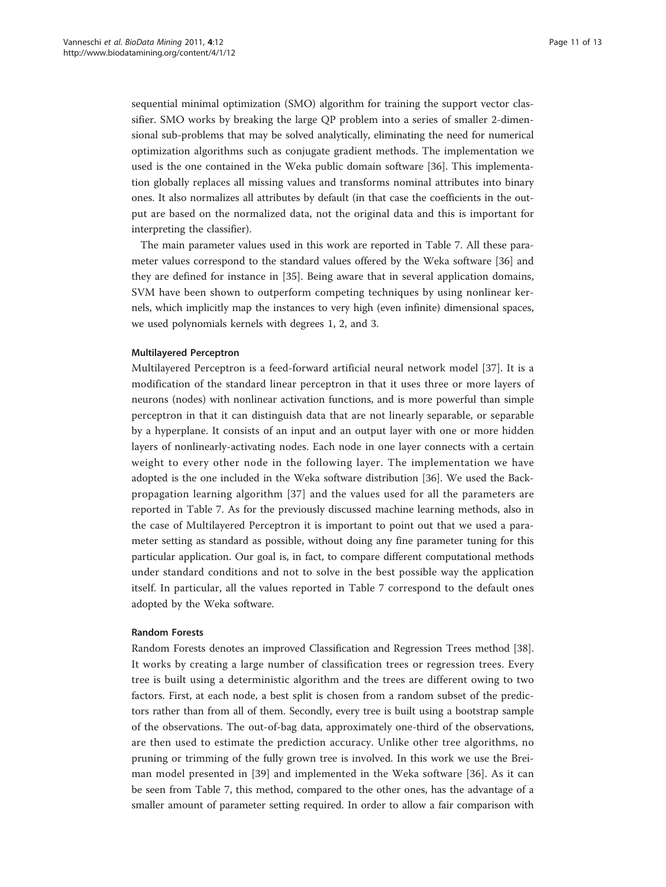sequential minimal optimization (SMO) algorithm for training the support vector classifier. SMO works by breaking the large QP problem into a series of smaller 2-dimensional sub-problems that may be solved analytically, eliminating the need for numerical optimization algorithms such as conjugate gradient methods. The implementation we used is the one contained in the Weka public domain software [36]. This implementation globally replaces all missing values and transforms nominal attributes into binary ones. It also normalizes all attributes by default (in that case the coefficients in the output are based on the normalized data, not the original data and this is important for interpreting the classifier).

The main parameter values used in this work are reported in Table 7. All these parameter values correspond to the standard values offered by the Weka software [36] and they are defined for instance in [35]. Being aware that in several application domains, SVM have been shown to outperform competing techniques by using nonlinear kernels, which implicitly map the instances to very high (even infinite) dimensional spaces, we used polynomials kernels with degrees 1, 2, and 3.

#### Multilayered Perceptron

Multilayered Perceptron is a feed-forward artificial neural network model [37]. It is a modification of the standard linear perceptron in that it uses three or more layers of neurons (nodes) with nonlinear activation functions, and is more powerful than simple perceptron in that it can distinguish data that are not linearly separable, or separable by a hyperplane. It consists of an input and an output layer with one or more hidden layers of nonlinearly-activating nodes. Each node in one layer connects with a certain weight to every other node in the following layer. The implementation we have adopted is the one included in the Weka software distribution [36]. We used the Backpropagation learning algorithm [37] and the values used for all the parameters are reported in Table 7. As for the previously discussed machine learning methods, also in the case of Multilayered Perceptron it is important to point out that we used a parameter setting as standard as possible, without doing any fine parameter tuning for this particular application. Our goal is, in fact, to compare different computational methods under standard conditions and not to solve in the best possible way the application itself. In particular, all the values reported in Table 7 correspond to the default ones adopted by the Weka software.

#### Random Forests

Random Forests denotes an improved Classification and Regression Trees method [38]. It works by creating a large number of classification trees or regression trees. Every tree is built using a deterministic algorithm and the trees are different owing to two factors. First, at each node, a best split is chosen from a random subset of the predictors rather than from all of them. Secondly, every tree is built using a bootstrap sample of the observations. The out-of-bag data, approximately one-third of the observations, are then used to estimate the prediction accuracy. Unlike other tree algorithms, no pruning or trimming of the fully grown tree is involved. In this work we use the Breiman model presented in [39] and implemented in the Weka software [36]. As it can be seen from Table 7, this method, compared to the other ones, has the advantage of a smaller amount of parameter setting required. In order to allow a fair comparison with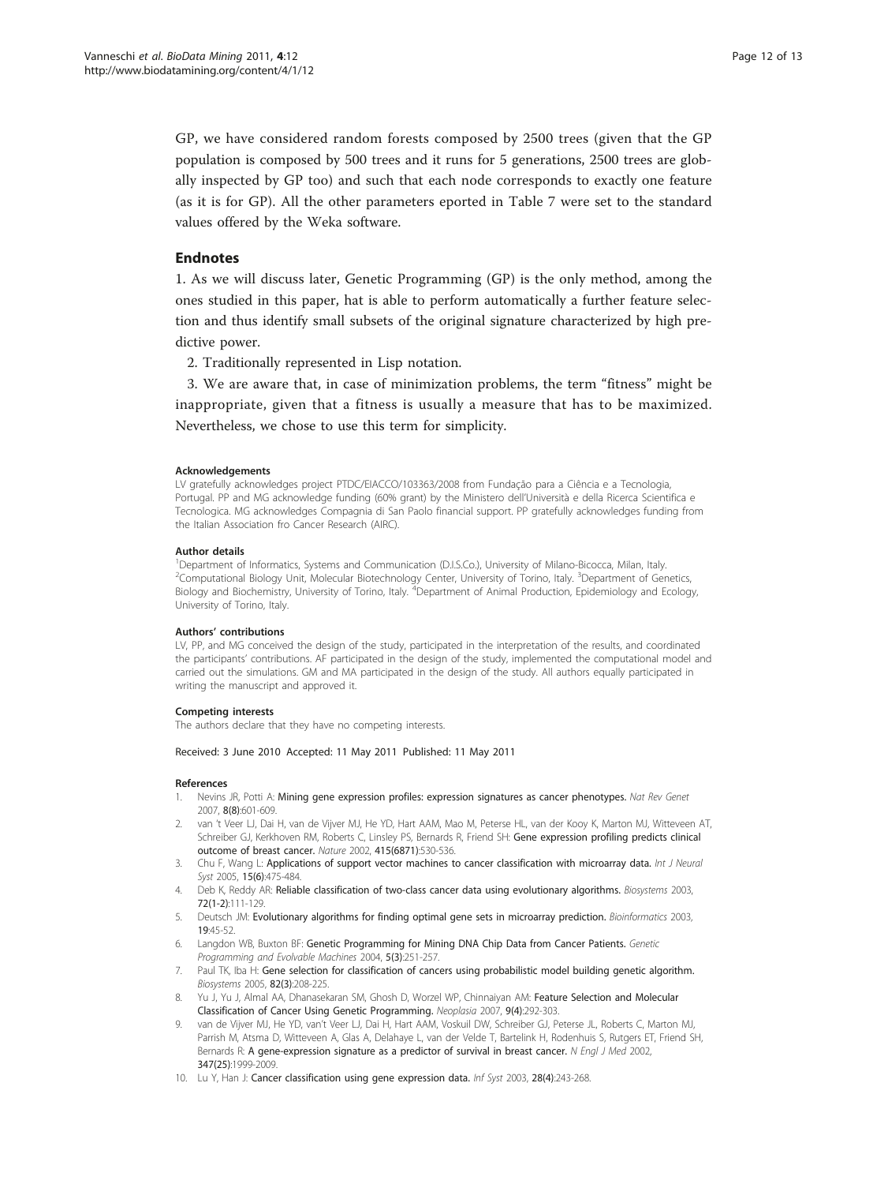GP, we have considered random forests composed by 2500 trees (given that the GP population is composed by 500 trees and it runs for 5 generations, 2500 trees are globally inspected by GP too) and such that each node corresponds to exactly one feature (as it is for GP). All the other parameters eported in Table 7 were set to the standard values offered by the Weka software.

## Endnotes

1. As we will discuss later, Genetic Programming (GP) is the only method, among the ones studied in this paper, hat is able to perform automatically a further feature selection and thus identify small subsets of the original signature characterized by high predictive power.

2. Traditionally represented in Lisp notation.

3. We are aware that, in case of minimization problems, the term "fitness" might be inappropriate, given that a fitness is usually a measure that has to be maximized. Nevertheless, we chose to use this term for simplicity.

#### Acknowledgements

LV gratefully acknowledges project PTDC/EIACCO/103363/2008 from Fundação para a Ciência e a Tecnologia, Portugal. PP and MG acknowledge funding (60% grant) by the Ministero dell'Università e della Ricerca Scientifica e Tecnologica. MG acknowledges Compagnia di San Paolo financial support. PP gratefully acknowledges funding from the Italian Association fro Cancer Research (AIRC).

#### Author details

[1]Department of Informatics, Systems and Communication (D.I.S.Co.), University of Milano-Bicocca, Milan, Italy. [2]Computational Biology Unit, Molecular Biotechnology Center, University of Torino, Italy. [3]Department of Genetics, Biology and Biochemistry, University of Torino, Italy. [4]Department of Animal Production, Epidemiology and Ecology, University of Torino, Italy.

#### Authors' contributions

LV, PP, and MG conceived the design of the study, participated in the interpretation of the results, and coordinated the participants' contributions. AF participated in the design of the study, implemented the computational model and carried out the simulations. GM and MA participated in the design of the study. All authors equally participated in writing the manuscript and approved it.

#### Competing interests

The authors declare that they have no competing interests.

Received: 3 June 2010 Accepted: 11 May 2011 Published: 11 May 2011

#### References

1. Nevins JR, Potti A: **Mining gene expression profiles: expression signatures as cancer phenotypes.** *Nat Rev Genet* 2007, **8(8)**:601-609.
2. van 't Veer LJ, Dai H, van de Vijver MJ, He YD, Hart AAM, Mao M, Peterse HL, van der Kooy K, Marton MJ, Witteveen AT, Schreiber GJ, Kerkhoven RM, Roberts C, Linsley PS, Bernards R, Friend SH: **Gene expression profiling predicts clinical outcome of breast cancer.** *Nature* 2002, **415(6871)**:530-536.
3. Chu F, Wang L: **Applications of support vector machines to cancer classification with microarray data.** *Int J Neural Syst* 2005, **15(6)**:475-484.
4. Deb K, Reddy AR: **Reliable classification of two-class cancer data using evolutionary algorithms.** *Biosystems* 2003, **72(1-2)**:111-129.
5. Deutsch JM: **Evolutionary algorithms for finding optimal gene sets in microarray prediction.** *Bioinformatics* 2003, **19**:45-52.
6. Langdon WB, Buxton BF: **Genetic Programming for Mining DNA Chip Data from Cancer Patients.** *Genetic Programming and Evolvable Machines* 2004, **5(3)**:251-257.
7. Paul TK, Iba H: **Gene selection for classification of cancers using probabilistic model building genetic algorithm.** *Biosystems* 2005, **82(3)**:208-225.
8. Yu J, Yu J, Almal AA, Dhanasekaran SM, Ghosh D, Worzel WP, Chinnaiyan AM: **Feature Selection and Molecular Classification of Cancer Using Genetic Programming.** *Neoplasia* 2007, **9(4)**:292-303.
9. van de Vijver MJ, He YD, van't Veer LJ, Dai H, Hart AAM, Voskuil DW, Schreiber GJ, Peterse JL, Roberts C, Marton MJ, Parrish M, Atsma D, Witteveen A, Glas A, Delahaye L, van der Velde T, Bartelink H, Rodenhuis S, Rutgers ET, Friend SH, Bernards R: **A gene-expression signature as a predictor of survival in breast cancer.** *N Engl J Med* 2002, **347(25)**:1999-2009.
10. Lu Y, Han J: **Cancer classification using gene expression data.** *Inf Syst* 2003, **28(4)**:243-268.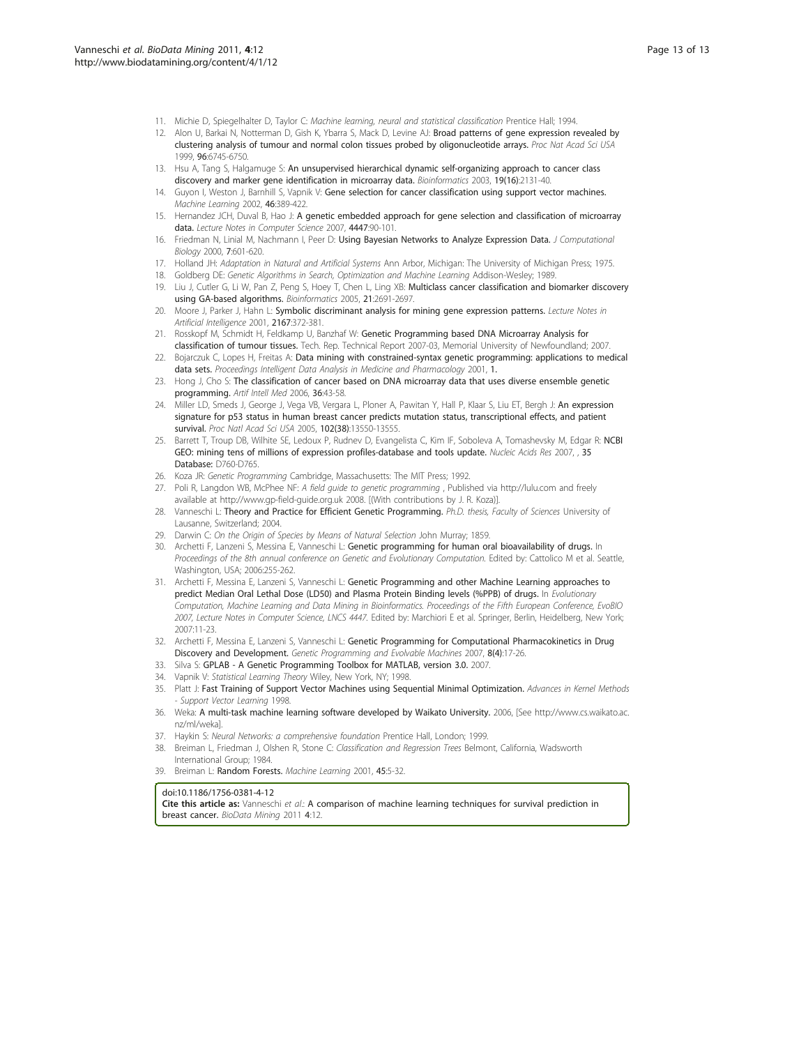11. Michie D, Spiegelhalter D, Taylor C: *Machine learning, neural and statistical classification* Prentice Hall; 1994.
12. Alon U, Barkai N, Notterman D, Gish K, Ybarra S, Mack D, Levine AJ: Broad patterns of gene expression revealed by clustering analysis of tumour and normal colon tissues probed by oligonucleotide arrays. *Proc Nat Acad Sci USA* 1999, **96**:6745-6750.
13. Hsu A, Tang S, Halgamuge S: An unsupervised hierarchical dynamic self-organizing approach to cancer class discovery and marker gene identification in microarray data. *Bioinformatics* 2003, **19(16)**:2131-40.
14. Guyon I, Weston J, Barnhill S, Vapnik V: Gene selection for cancer classification using support vector machines. *Machine Learning* 2002, **46**:389-422.
15. Hernandez JCH, Duval B, Hao J: A genetic embedded approach for gene selection and classification of microarray data. *Lecture Notes in Computer Science* 2007, **4447**:90-101.
16. Friedman N, Linial M, Nachmann I, Peer D: Using Bayesian Networks to Analyze Expression Data. *J Computational Biology* 2000, **7**:601-620.
17. Holland JH: *Adaptation in Natural and Artificial Systems* Ann Arbor, Michigan: The University of Michigan Press; 1975.
18. Goldberg DE: *Genetic Algorithms in Search, Optimization and Machine Learning* Addison-Wesley; 1989.
19. Liu J, Cutler G, Li W, Pan Z, Peng S, Hoey T, Chen L, Ling XB: Multiclass cancer classification and biomarker discovery using GA-based algorithms. *Bioinformatics* 2005, **21**:2691-2697.
20. Moore J, Parker J, Hahn L: Symbolic discriminant analysis for mining gene expression patterns. *Lecture Notes in Artificial Intelligence* 2001, **2167**:372-381.
21. Rosskopf M, Schmidt H, Feldkamp U, Banzhaf W: Genetic Programming based DNA Microarray Analysis for classification of tumour tissues. Tech. Rep. Technical Report 2007-03, Memorial University of Newfoundland; 2007.
22. Bojarczuk C, Lopes H, Freitas A: Data mining with constrained-syntax genetic programming: applications to medical data sets. *Proceedings Intelligent Data Analysis in Medicine and Pharmacology* 2001, **1**.
23. Hong J, Cho S: The classification of cancer based on DNA microarray data that uses diverse ensemble genetic programming. *Artif Intell Med* 2006, **36**:43-58.
24. Miller LD, Smeds J, George J, Vega VB, Vergara L, Ploner A, Pawitan Y, Hall P, Klaar S, Liu ET, Bergh J: An expression signature for p53 status in human breast cancer predicts mutation status, transcriptional effects, and patient survival. *Proc Natl Acad Sci USA* 2005, **102(38)**:13550-13555.
25. Barrett T, Troup DB, Wilhite SE, Ledoux P, Rudnev D, Evangelista C, Kim IF, Soboleva A, Tomashevsky M, Edgar R: NCBI GEO: mining tens of millions of expression profiles-database and tools update. *Nucleic Acids Res* 2007, , **35** Database: D760-D765.
26. Koza JR: *Genetic Programming* Cambridge, Massachusetts: The MIT Press; 1992.
27. Poli R, Langdon WB, McPhee NF: *A field guide to genetic programming* , Published via http://lulu.com and freely available at http://www.gp-field-guide.org.uk 2008. [(With contributions by J. R. Koza)].
28. Vanneschi L: Theory and Practice for Efficient Genetic Programming. *Ph.D. thesis, Faculty of Sciences* University of Lausanne, Switzerland; 2004.
29. Darwin C: *On the Origin of Species by Means of Natural Selection* John Murray; 1859.
30. Archetti F, Lanzeni S, Messina E, Vanneschi L: Genetic programming for human oral bioavailability of drugs. In *Proceedings of the 8th annual conference on Genetic and Evolutionary Computation*. Edited by: Cattolico M et al. Seattle, Washington, USA; 2006:255-262.
31. Archetti F, Messina E, Lanzeni S, Vanneschi L: Genetic Programming and other Machine Learning approaches to predict Median Oral Lethal Dose (LD50) and Plasma Protein Binding levels (%PPB) of drugs. In *Evolutionary Computation, Machine Learning and Data Mining in Bioinformatics. Proceedings of the Fifth European Conference, EvoBIO 2007, Lecture Notes in Computer Science, LNCS 4447*. Edited by: Marchiori E et al. Springer, Berlin, Heidelberg, New York; 2007:11-23.
32. Archetti F, Messina E, Lanzeni S, Vanneschi L: Genetic Programming for Computational Pharmacokinetics in Drug Discovery and Development. *Genetic Programming and Evolvable Machines* 2007, **8(4)**:17-26.
33. Silva S: GPLAB - A Genetic Programming Toolbox for MATLAB, version 3.0. 2007.
34. Vapnik V: *Statistical Learning Theory* Wiley, New York, NY; 1998.
35. Platt J: Fast Training of Support Vector Machines using Sequential Minimal Optimization. *Advances in Kernel Methods - Support Vector Learning* 1998.
36. Weka: A multi-task machine learning software developed by Waikato University. 2006, [See http://www.cs.waikato.ac.nz/ml/weka].
37. Haykin S: *Neural Networks: a comprehensive foundation* Prentice Hall, London; 1999.
38. Breiman L, Friedman J, Olshen R, Stone C: *Classification and Regression Trees* Belmont, California, Wadsworth International Group; 1984.
39. Breiman L: Random Forests. *Machine Learning* 2001, **45**:5-32.

doi:10.1186/1756-0381-4-12

**Cite this article as:** Vanneschi *et al.*: A comparison of machine learning techniques for survival prediction in breast cancer. *BioData Mining* 2011 **4**:12.